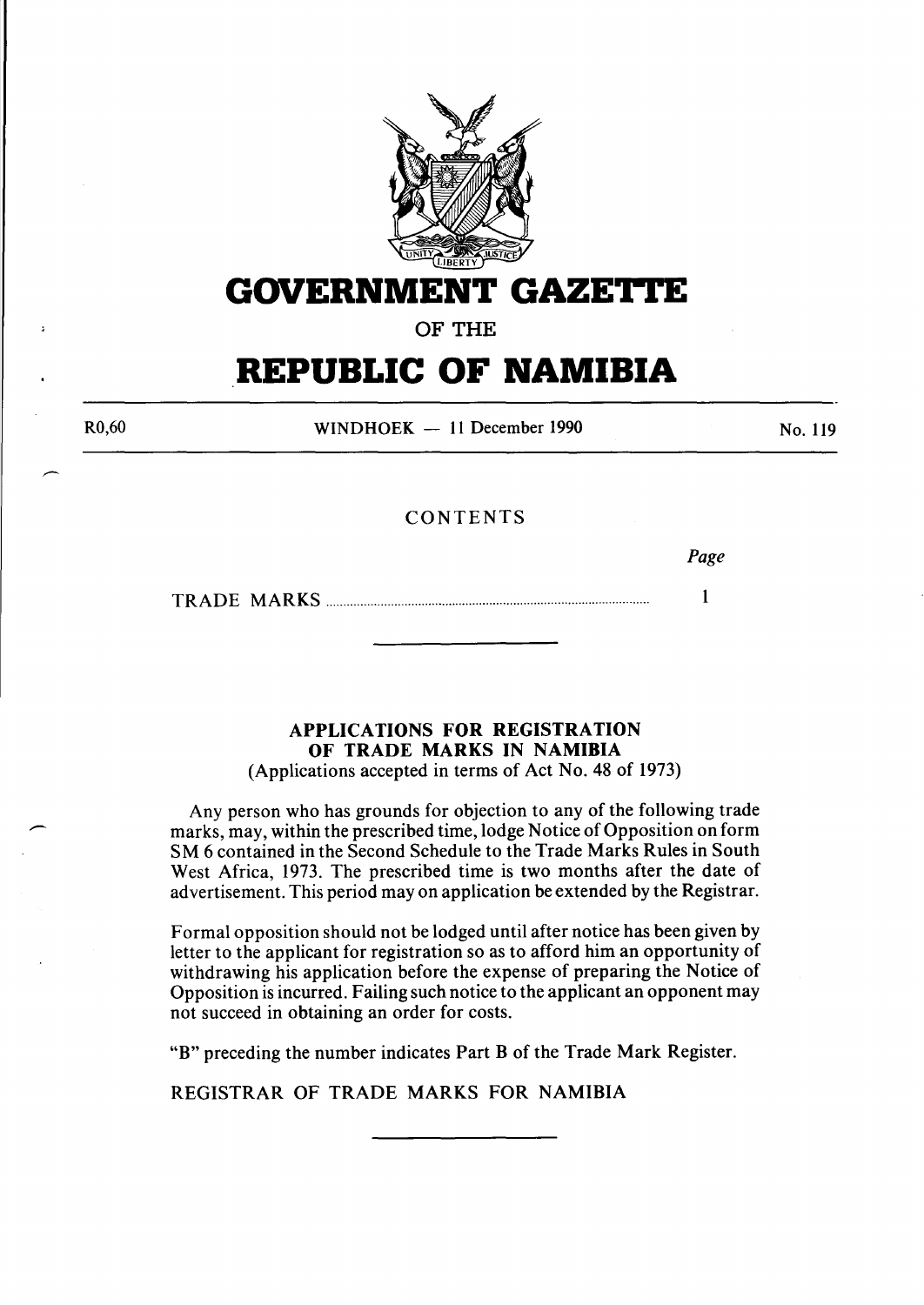# GOVERNMENT GAZETTE

OF THE

# REPUBLIC OF NAMIBIA

R0,60 WINDHOEK — 11 December 1990 No. 119

## CONTENTS

| | Page |
|---|---|
| TRADE MARKS | 1 |

---

### APPLICATIONS FOR REGISTRATION OF TRADE MARKS IN NAMIBIA

(Applications accepted in terms of Act No. 48 of 1973)

Any person who has grounds for objection to any of the following trade marks, may, within the prescribed time, lodge Notice of Opposition on form SM 6 contained in the Second Schedule to the Trade Marks Rules in South West Africa, 1973. The prescribed time is two months after the date of advertisement. This period may on application be extended by the Registrar.

Formal opposition should not be lodged until after notice has been given by letter to the applicant for registration so as to afford him an opportunity of withdrawing his application before the expense of preparing the Notice of Opposition is incurred. Failing such notice to the applicant an opponent may not succeed in obtaining an order for costs.

"B" preceding the number indicates Part B of the Trade Mark Register.

REGISTRAR OF TRADE MARKS FOR NAMIBIA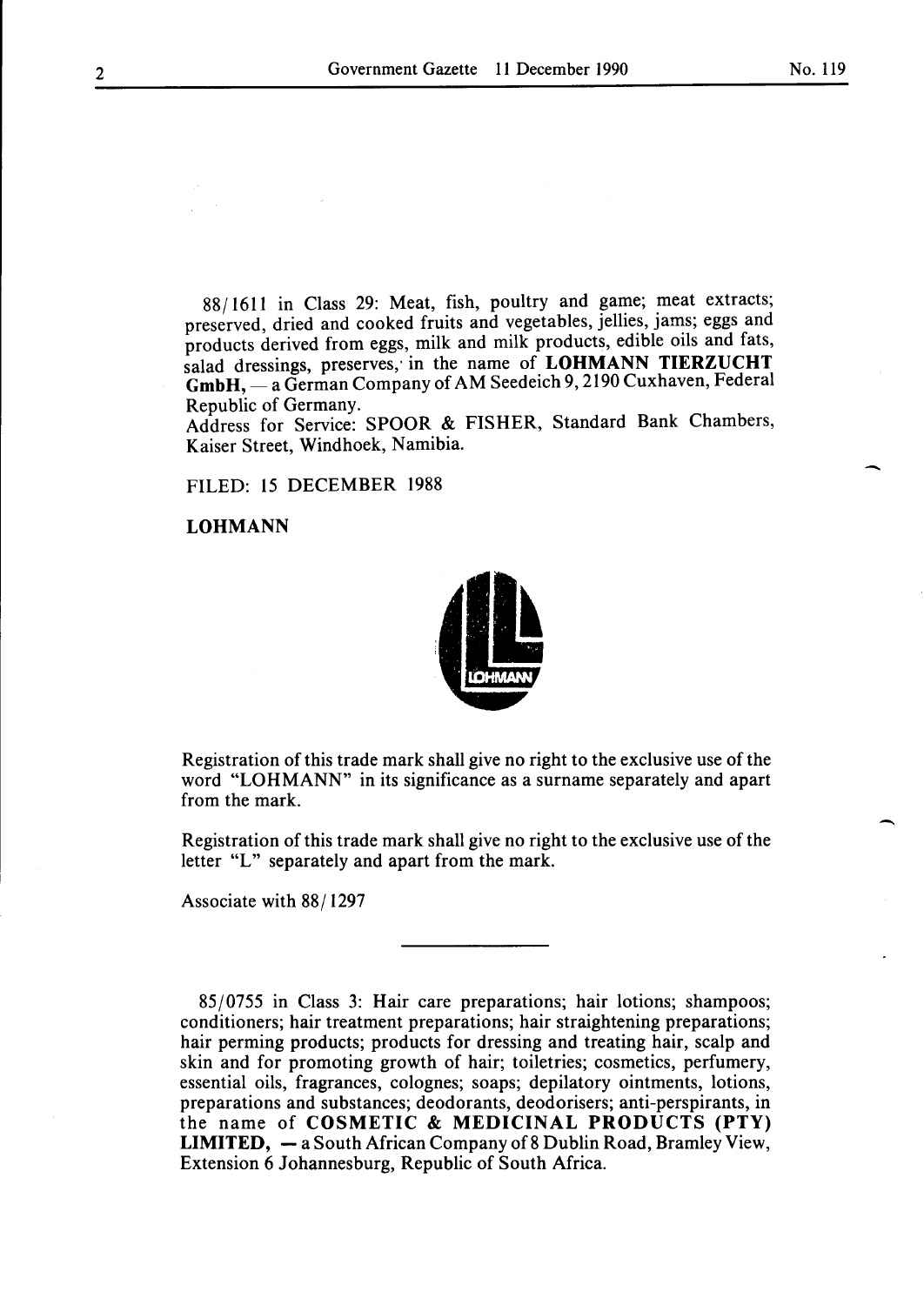88/1611 in Class 29: Meat, fish, poultry and game; meat extracts; preserved, dried and cooked fruits and vegetables, jellies, jams; eggs and products derived from eggs, milk and milk products, edible oils and fats, salad dressings, preserves, in the name of **LOHMANN TIERZUCHT GmbH,** — a German Company of AM Seedeich 9, 2190 Cuxhaven, Federal Republic of Germany.
Address for Service: SPOOR & FISHER, Standard Bank Chambers, Kaiser Street, Windhoek, Namibia.

FILED: 15 DECEMBER 1988

**LOHMANN**

Registration of this trade mark shall give no right to the exclusive use of the word "LOHMANN" in its significance as a surname separately and apart from the mark.

Registration of this trade mark shall give no right to the exclusive use of the letter "L" separately and apart from the mark.

Associate with 88/1297

---

85/0755 in Class 3: Hair care preparations; hair lotions; shampoos; conditioners; hair treatment preparations; hair straightening preparations; hair perming products; products for dressing and treating hair, scalp and skin and for promoting growth of hair; toiletries; cosmetics, perfumery, essential oils, fragrances, colognes; soaps; depilatory ointments, lotions, preparations and substances; deodorants, deodorisers; anti-perspirants, in the name of **COSMETIC & MEDICINAL PRODUCTS (PTY) LIMITED,** — a South African Company of 8 Dublin Road, Bramley View, Extension 6 Johannesburg, Republic of South Africa.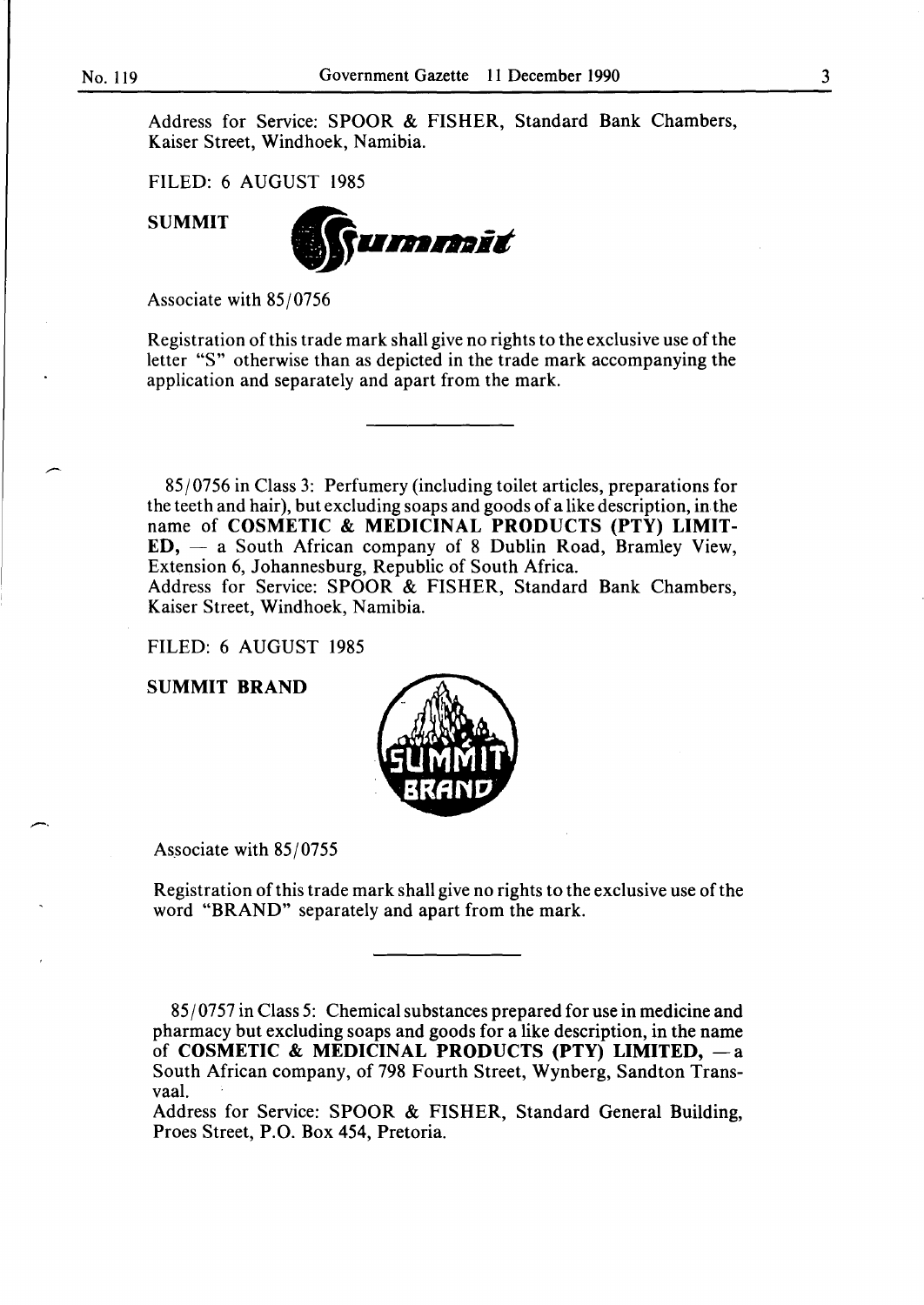Address for Service: SPOOR & FISHER, Standard Bank Chambers, Kaiser Street, Windhoek, Namibia.

FILED: 6 AUGUST 1985

**SUMMIT**

Associate with 85/0756

Registration of this trade mark shall give no rights to the exclusive use of the letter "S" otherwise than as depicted in the trade mark accompanying the application and separately and apart from the mark.

---

85/0756 in Class 3: Perfumery (including toilet articles, preparations for the teeth and hair), but excluding soaps and goods of a like description, in the name of **COSMETIC & MEDICINAL PRODUCTS (PTY) LIMITED,** — a South African company of 8 Dublin Road, Bramley View, Extension 6, Johannesburg, Republic of South Africa.
Address for Service: SPOOR & FISHER, Standard Bank Chambers, Kaiser Street, Windhoek, Namibia.

FILED: 6 AUGUST 1985

**SUMMIT BRAND**

Associate with 85/0755

Registration of this trade mark shall give no rights to the exclusive use of the word "BRAND" separately and apart from the mark.

---

85/0757 in Class 5: Chemical substances prepared for use in medicine and pharmacy but excluding soaps and goods for a like description, in the name of **COSMETIC & MEDICINAL PRODUCTS (PTY) LIMITED,** — a South African company, of 798 Fourth Street, Wynberg, Sandton Transvaal.
Address for Service: SPOOR & FISHER, Standard General Building, Proes Street, P.O. Box 454, Pretoria.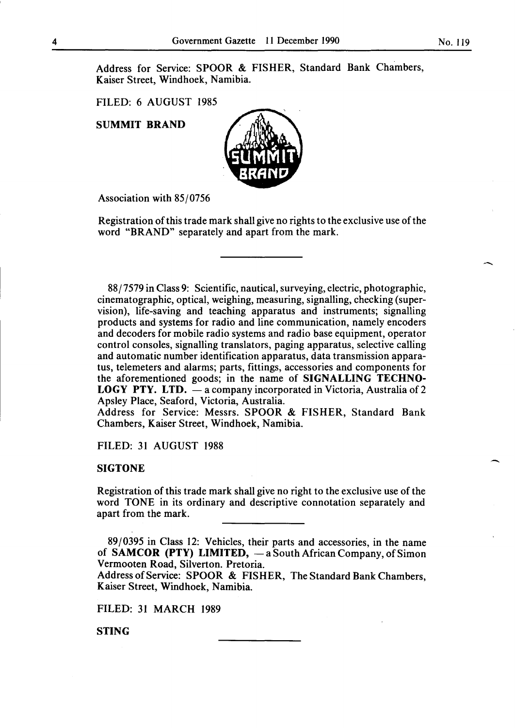Address for Service: SPOOR & FISHER, Standard Bank Chambers, Kaiser Street, Windhoek, Namibia.

FILED: 6 AUGUST 1985

**SUMMIT BRAND**

Association with 85/0756

Registration of this trade mark shall give no rights to the exclusive use of the word "BRAND" separately and apart from the mark.

---

88/7579 in Class 9: Scientific, nautical, surveying, electric, photographic, cinematographic, optical, weighing, measuring, signalling, checking (supervision), life-saving and teaching apparatus and instruments; signalling products and systems for radio and line communication, namely encoders and decoders for mobile radio systems and radio base equipment, operator control consoles, signalling translators, paging apparatus, selective calling and automatic number identification apparatus, data transmission apparatus, telemeters and alarms; parts, fittings, accessories and components for the aforementioned goods; in the name of **SIGNALLING TECHNOLOGY PTY. LTD.** — a company incorporated in Victoria, Australia of 2 Apsley Place, Seaford, Victoria, Australia.
Address for Service: Messrs. SPOOR & FISHER, Standard Bank Chambers, Kaiser Street, Windhoek, Namibia.

FILED: 31 AUGUST 1988

**SIGTONE**

Registration of this trade mark shall give no right to the exclusive use of the word TONE in its ordinary and descriptive connotation separately and apart from the mark.

---

89/0395 in Class 12: Vehicles, their parts and accessories, in the name of **SAMCOR (PTY) LIMITED,** — a South African Company, of Simon Vermooten Road, Silverton. Pretoria.
Address of Service: SPOOR & FISHER, The Standard Bank Chambers, Kaiser Street, Windhoek, Namibia.

FILED: 31 MARCH 1989

**STING**

---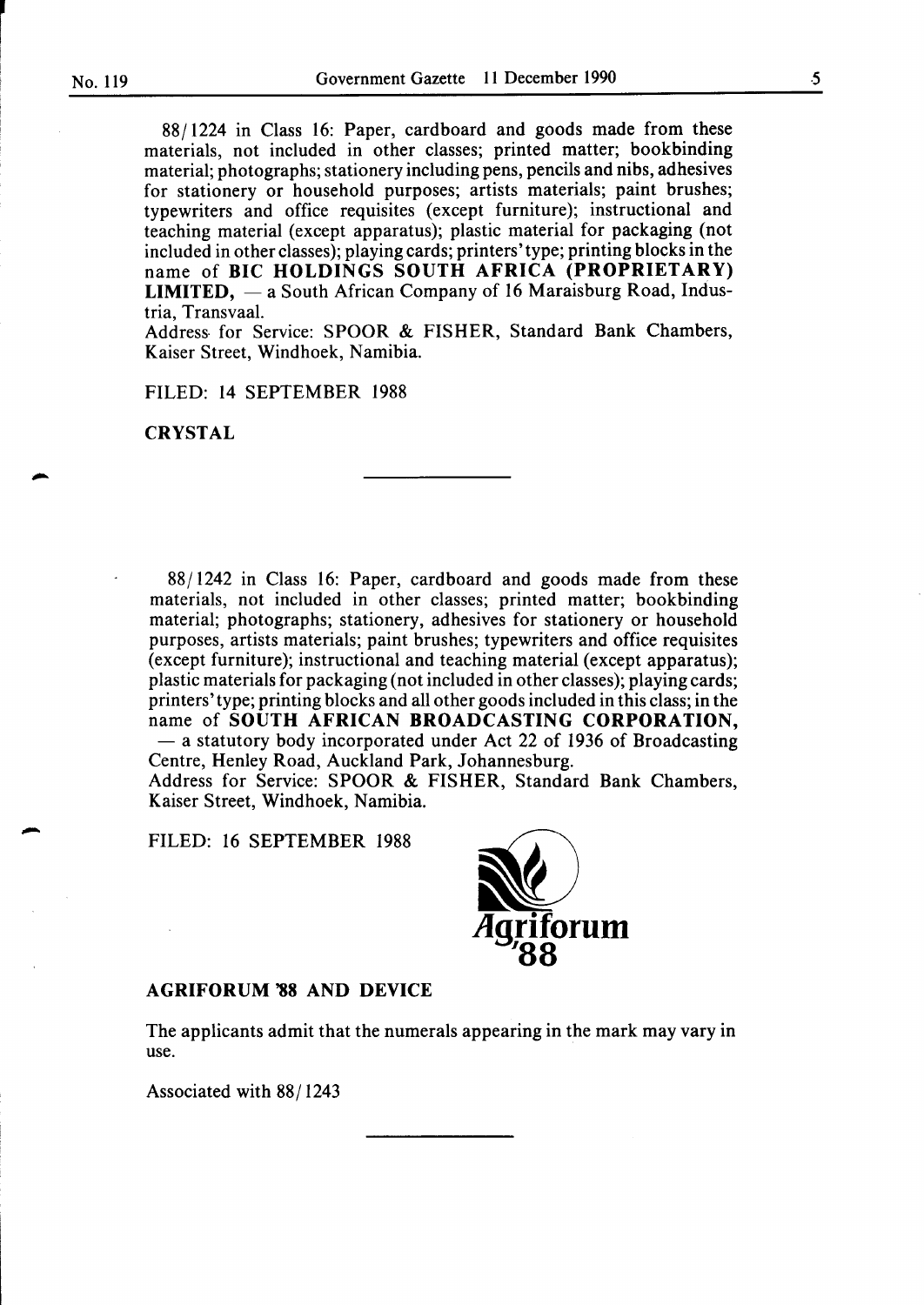88/1224 in Class 16: Paper, cardboard and goods made from these materials, not included in other classes; printed matter; bookbinding material; photographs; stationery including pens, pencils and nibs, adhesives for stationery or household purposes; artists materials; paint brushes; typewriters and office requisites (except furniture); instructional and teaching material (except apparatus); plastic material for packaging (not included in other classes); playing cards; printers' type; printing blocks in the name of **BIC HOLDINGS SOUTH AFRICA (PROPRIETARY) LIMITED,** — a South African Company of 16 Maraisburg Road, Industria, Transvaal.
Address for Service: SPOOR & FISHER, Standard Bank Chambers, Kaiser Street, Windhoek, Namibia.

FILED: 14 SEPTEMBER 1988

**CRYSTAL**

---

88/1242 in Class 16: Paper, cardboard and goods made from these materials, not included in other classes; printed matter; bookbinding material; photographs; stationery, adhesives for stationery or household purposes, artists materials; paint brushes; typewriters and office requisites (except furniture); instructional and teaching material (except apparatus); plastic materials for packaging (not included in other classes); playing cards; printers' type; printing blocks and all other goods included in this class; in the name of **SOUTH AFRICAN BROADCASTING CORPORATION,** — a statutory body incorporated under Act 22 of 1936 of Broadcasting Centre, Henley Road, Auckland Park, Johannesburg.
Address for Service: SPOOR & FISHER, Standard Bank Chambers, Kaiser Street, Windhoek, Namibia.

FILED: 16 SEPTEMBER 1988

Agriforum '88

**AGRIFORUM '88 AND DEVICE**

The applicants admit that the numerals appearing in the mark may vary in use.

Associated with 88/1243

---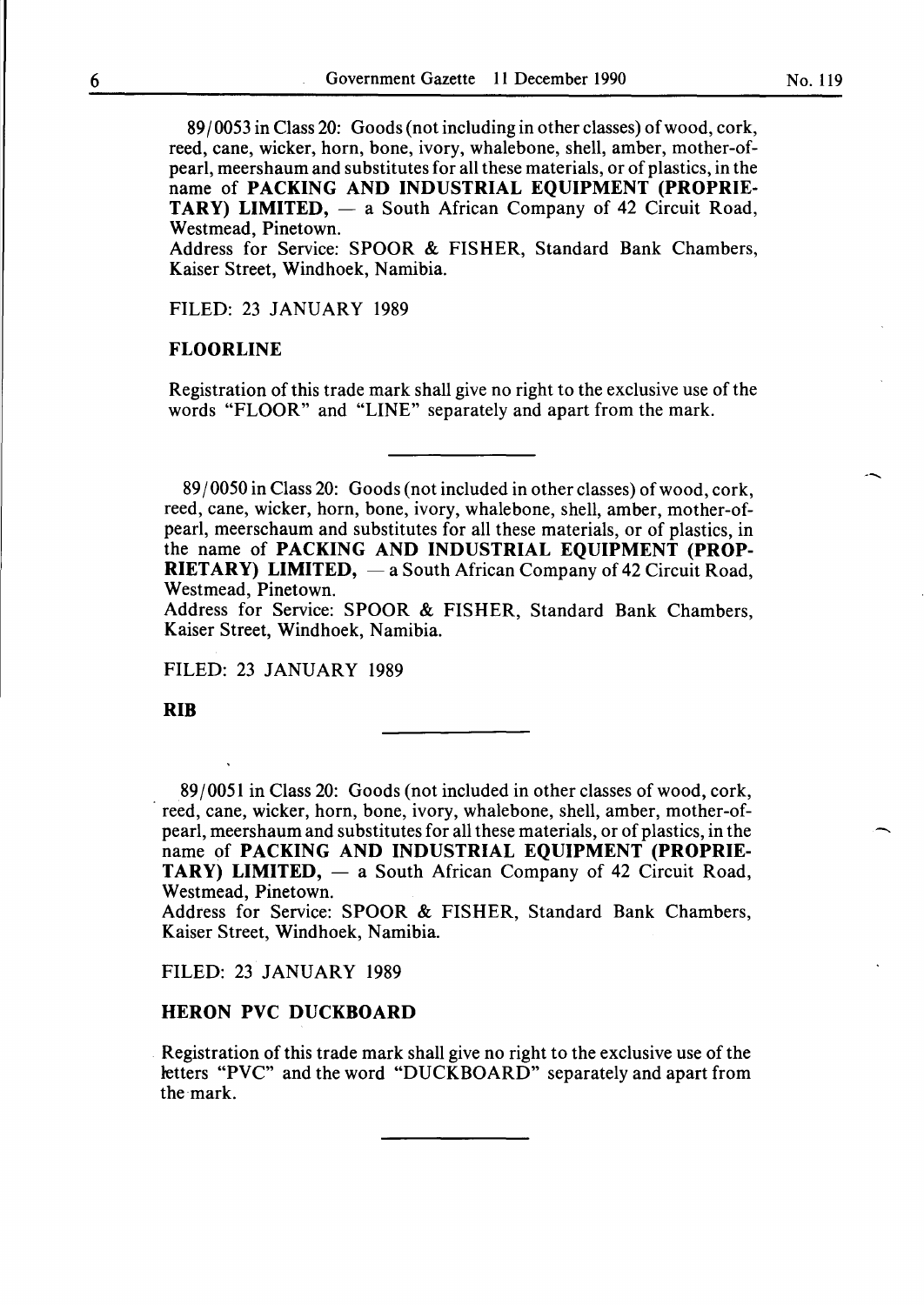89/0053 in Class 20: Goods (not including in other classes) of wood, cork, reed, cane, wicker, horn, bone, ivory, whalebone, shell, amber, mother-of-pearl, meershaum and substitutes for all these materials, or of plastics, in the name of **PACKING AND INDUSTRIAL EQUIPMENT (PROPRIETARY) LIMITED,** — a South African Company of 42 Circuit Road, Westmead, Pinetown.
Address for Service: SPOOR & FISHER, Standard Bank Chambers, Kaiser Street, Windhoek, Namibia.

FILED: 23 JANUARY 1989

**FLOORLINE**

Registration of this trade mark shall give no right to the exclusive use of the words "FLOOR" and "LINE" separately and apart from the mark.

---

89/0050 in Class 20: Goods (not included in other classes) of wood, cork, reed, cane, wicker, horn, bone, ivory, whalebone, shell, amber, mother-of-pearl, meerschaum and substitutes for all these materials, or of plastics, in the name of **PACKING AND INDUSTRIAL EQUIPMENT (PROPRIETARY) LIMITED,** — a South African Company of 42 Circuit Road, Westmead, Pinetown.
Address for Service: SPOOR & FISHER, Standard Bank Chambers, Kaiser Street, Windhoek, Namibia.

FILED: 23 JANUARY 1989

**RIB**

---

89/0051 in Class 20: Goods (not included in other classes of wood, cork, reed, cane, wicker, horn, bone, ivory, whalebone, shell, amber, mother-of-pearl, meershaum and substitutes for all these materials, or of plastics, in the name of **PACKING AND INDUSTRIAL EQUIPMENT (PROPRIETARY) LIMITED,** — a South African Company of 42 Circuit Road, Westmead, Pinetown.
Address for Service: SPOOR & FISHER, Standard Bank Chambers, Kaiser Street, Windhoek, Namibia.

FILED: 23 JANUARY 1989

**HERON PVC DUCKBOARD**

Registration of this trade mark shall give no right to the exclusive use of the letters "PVC" and the word "DUCKBOARD" separately and apart from the mark.

---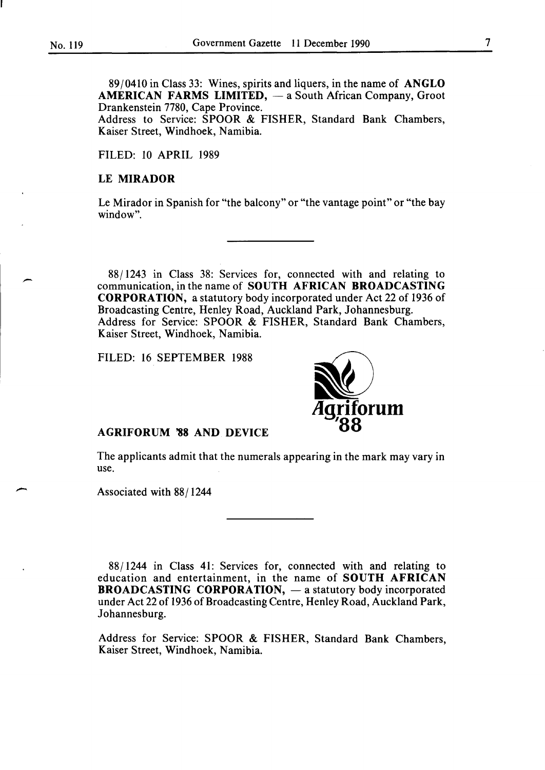89/0410 in Class 33: Wines, spirits and liquers, in the name of **ANGLO AMERICAN FARMS LIMITED,** — a South African Company, Groot Drankenstein 7780, Cape Province.
Address to Service: SPOOR & FISHER, Standard Bank Chambers, Kaiser Street, Windhoek, Namibia.

FILED: 10 APRIL 1989

**LE MIRADOR**

Le Mirador in Spanish for "the balcony" or "the vantage point" or "the bay window".

---

88/1243 in Class 38: Services for, connected with and relating to communication, in the name of **SOUTH AFRICAN BROADCASTING CORPORATION,** a statutory body incorporated under Act 22 of 1936 of Broadcasting Centre, Henley Road, Auckland Park, Johannesburg.
Address for Service: SPOOR & FISHER, Standard Bank Chambers, Kaiser Street, Windhoek, Namibia.

FILED: 16 SEPTEMBER 1988

Agriforum '88

**AGRIFORUM '88 AND DEVICE**

The applicants admit that the numerals appearing in the mark may vary in use.

Associated with 88/1244

---

88/1244 in Class 41: Services for, connected with and relating to education and entertainment, in the name of **SOUTH AFRICAN BROADCASTING CORPORATION,** — a statutory body incorporated under Act 22 of 1936 of Broadcasting Centre, Henley Road, Auckland Park, Johannesburg.

Address for Service: SPOOR & FISHER, Standard Bank Chambers, Kaiser Street, Windhoek, Namibia.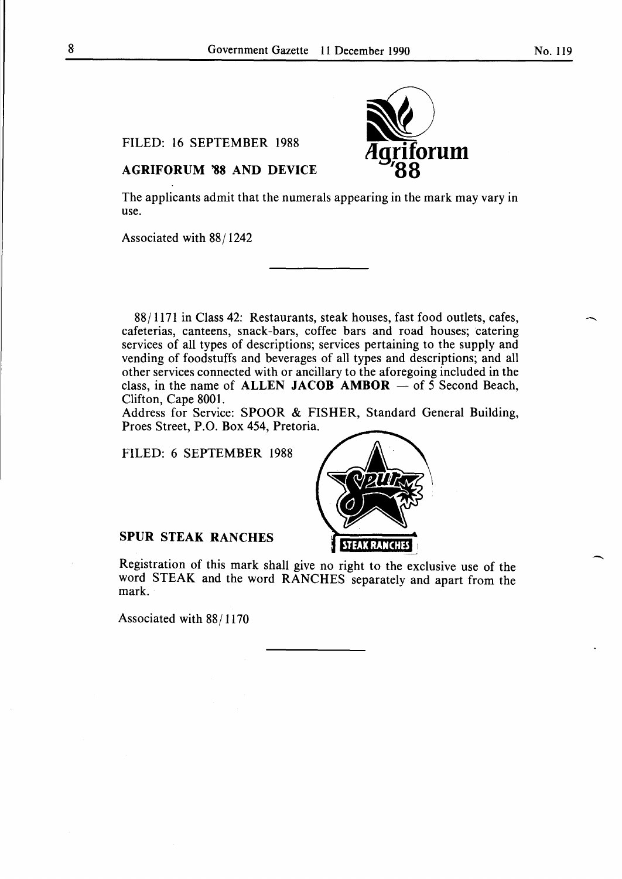FILED: 16 SEPTEMBER 1988

**AGRIFORUM '88 AND DEVICE**

The applicants admit that the numerals appearing in the mark may vary in use.

Associated with 88/1242

---

88/1171 in Class 42: Restaurants, steak houses, fast food outlets, cafes, cafeterias, canteens, snack-bars, coffee bars and road houses; catering services of all types of descriptions; services pertaining to the supply and vending of foodstuffs and beverages of all types and descriptions; and all other services connected with or ancillary to the aforegoing included in the class, in the name of **ALLEN JACOB AMBOR** — of 5 Second Beach, Clifton, Cape 8001.

Address for Service: SPOOR & FISHER, Standard General Building, Proes Street, P.O. Box 454, Pretoria.

FILED: 6 SEPTEMBER 1988

**SPUR STEAK RANCHES**

Registration of this mark shall give no right to the exclusive use of the word STEAK and the word RANCHES separately and apart from the mark.

Associated with 88/1170

---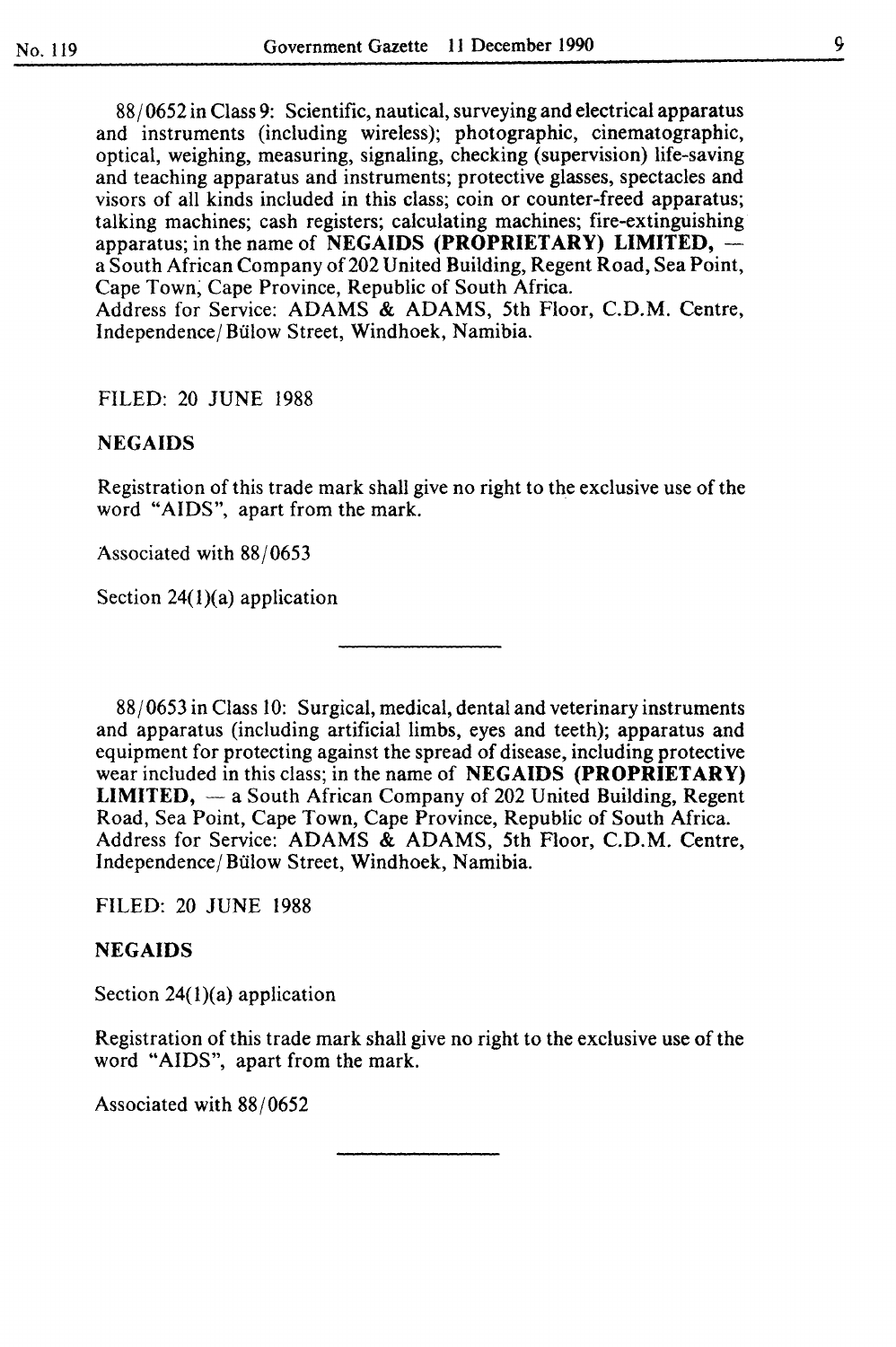88/0652 in Class 9: Scientific, nautical, surveying and electrical apparatus and instruments (including wireless); photographic, cinematographic, optical, weighing, measuring, signaling, checking (supervision) life-saving and teaching apparatus and instruments; protective glasses, spectacles and visors of all kinds included in this class; coin or counter-freed apparatus; talking machines; cash registers; calculating machines; fire-extinguishing apparatus; in the name of **NEGAIDS (PROPRIETARY) LIMITED,** — a South African Company of 202 United Building, Regent Road, Sea Point, Cape Town, Cape Province, Republic of South Africa.
Address for Service: ADAMS & ADAMS, 5th Floor, C.D.M. Centre, Independence/ Bülow Street, Windhoek, Namibia.

FILED: 20 JUNE 1988

**NEGAIDS**

Registration of this trade mark shall give no right to the exclusive use of the word "AIDS", apart from the mark.

Associated with 88/0653

Section 24(1)(a) application

---

88/0653 in Class 10: Surgical, medical, dental and veterinary instruments and apparatus (including artificial limbs, eyes and teeth); apparatus and equipment for protecting against the spread of disease, including protective wear included in this class; in the name of **NEGAIDS (PROPRIETARY) LIMITED,** — a South African Company of 202 United Building, Regent Road, Sea Point, Cape Town, Cape Province, Republic of South Africa.
Address for Service: ADAMS & ADAMS, 5th Floor, C.D.M. Centre, Independence/ Bülow Street, Windhoek, Namibia.

FILED: 20 JUNE 1988

**NEGAIDS**

Section 24(1)(a) application

Registration of this trade mark shall give no right to the exclusive use of the word "AIDS", apart from the mark.

Associated with 88/0652

---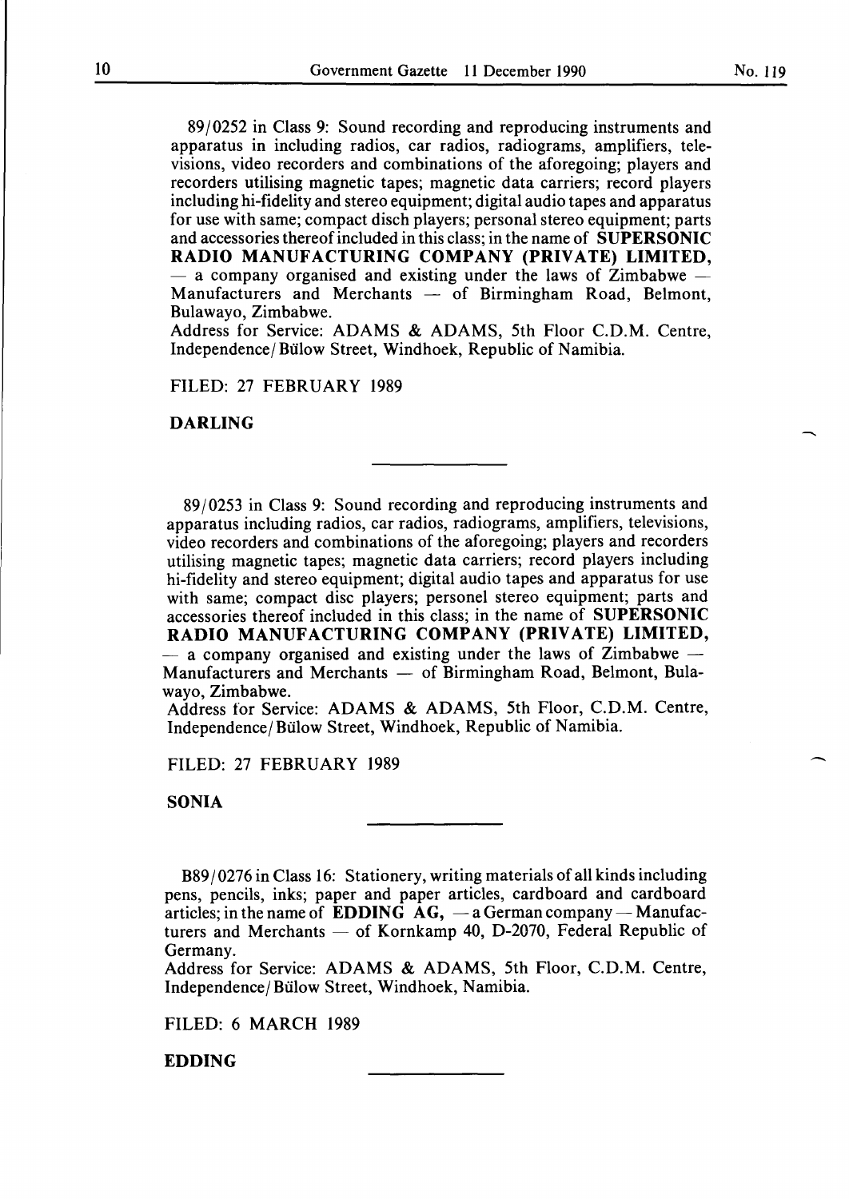89/0252 in Class 9: Sound recording and reproducing instruments and apparatus in including radios, car radios, radiograms, amplifiers, televisions, video recorders and combinations of the aforegoing; players and recorders utilising magnetic tapes; magnetic data carriers; record players including hi-fidelity and stereo equipment; digital audio tapes and apparatus for use with same; compact disch players; personal stereo equipment; parts and accessories thereof included in this class; in the name of **SUPERSONIC RADIO MANUFACTURING COMPANY (PRIVATE) LIMITED,** — a company organised and existing under the laws of Zimbabwe — Manufacturers and Merchants — of Birmingham Road, Belmont, Bulawayo, Zimbabwe.
Address for Service: ADAMS & ADAMS, 5th Floor C.D.M. Centre, Independence/Bülow Street, Windhoek, Republic of Namibia.

FILED: 27 FEBRUARY 1989

**DARLING**

---

89/0253 in Class 9: Sound recording and reproducing instruments and apparatus including radios, car radios, radiograms, amplifiers, televisions, video recorders and combinations of the aforegoing; players and recorders utilising magnetic tapes; magnetic data carriers; record players including hi-fidelity and stereo equipment; digital audio tapes and apparatus for use with same; compact disc players; personel stereo equipment; parts and accessories thereof included in this class; in the name of **SUPERSONIC RADIO MANUFACTURING COMPANY (PRIVATE) LIMITED,** — a company organised and existing under the laws of Zimbabwe — Manufacturers and Merchants — of Birmingham Road, Belmont, Bulawayo, Zimbabwe.
Address for Service: ADAMS & ADAMS, 5th Floor, C.D.M. Centre, Independence/Bülow Street, Windhoek, Republic of Namibia.

FILED: 27 FEBRUARY 1989

**SONIA**

---

B89/0276 in Class 16: Stationery, writing materials of all kinds including pens, pencils, inks; paper and paper articles, cardboard and cardboard articles; in the name of **EDDING AG,** — a German company — Manufacturers and Merchants — of Kornkamp 40, D-2070, Federal Republic of Germany.
Address for Service: ADAMS & ADAMS, 5th Floor, C.D.M. Centre, Independence/Bülow Street, Windhoek, Namibia.

FILED: 6 MARCH 1989

**EDDING**

---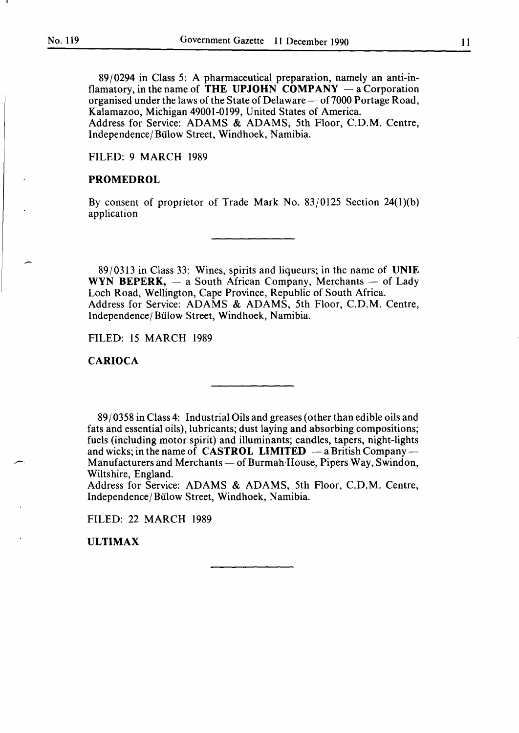89/0294 in Class 5: A pharmaceutical preparation, namely an anti-inflamatory, in the name of **THE UPJOHN COMPANY** — a Corporation organised under the laws of the State of Delaware — of 7000 Portage Road, Kalamazoo, Michigan 49001-0199, United States of America.
Address for Service: ADAMS & ADAMS, 5th Floor, C.D.M. Centre, Independence/ Bülow Street, Windhoek, Namibia.

FILED: 9 MARCH 1989

**PROMEDROL**

By consent of proprietor of Trade Mark No. 83/0125 Section 24(1)(b) application

---

89/0313 in Class 33: Wines, spirits and liqueurs; in the name of **UNIE WYN BEPERK,** — a South African Company, Merchants — of Lady Loch Road, Wellington, Cape Province, Republic of South Africa.
Address for Service: ADAMS & ADAMS, 5th Floor, C.D.M. Centre, Independence/ Bülow Street, Windhoek, Namibia.

FILED: 15 MARCH 1989

**CARIOCA**

---

89/0358 in Class 4: Industrial Oils and greases (other than edible oils and fats and essential oils), lubricants; dust laying and absorbing compositions; fuels (including motor spirit) and illuminants; candles, tapers, night-lights and wicks; in the name of **CASTROL LIMITED** — a British Company — Manufacturers and Merchants — of Burmah House, Pipers Way, Swindon, Wiltshire, England.
Address for Service: ADAMS & ADAMS, 5th Floor, C.D.M. Centre, Independence/ Bülow Street, Windhoek, Namibia.

FILED: 22 MARCH 1989

**ULTIMAX**

---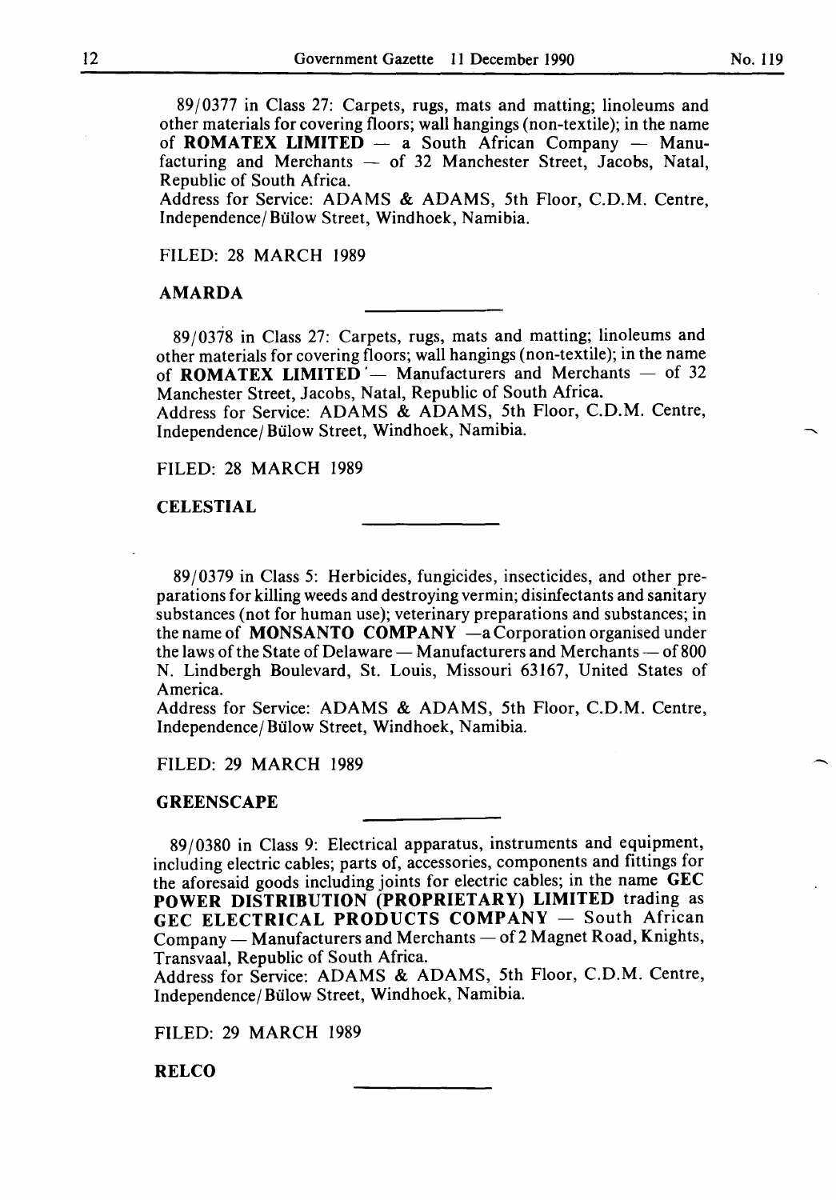89/0377 in Class 27: Carpets, rugs, mats and matting; linoleums and other materials for covering floors; wall hangings (non-textile); in the name of **ROMATEX LIMITED** — a South African Company — Manufacturing and Merchants — of 32 Manchester Street, Jacobs, Natal, Republic of South Africa.
Address for Service: ADAMS & ADAMS, 5th Floor, C.D.M. Centre, Independence/ Bülow Street, Windhoek, Namibia.

FILED: 28 MARCH 1989

**AMARDA**

---

89/0378 in Class 27: Carpets, rugs, mats and matting; linoleums and other materials for covering floors; wall hangings (non-textile); in the name of **ROMATEX LIMITED** — Manufacturers and Merchants — of 32 Manchester Street, Jacobs, Natal, Republic of South Africa.
Address for Service: ADAMS & ADAMS, 5th Floor, C.D.M. Centre, Independence/ Bülow Street, Windhoek, Namibia.

FILED: 28 MARCH 1989

**CELESTIAL**

---

89/0379 in Class 5: Herbicides, fungicides, insecticides, and other preparations for killing weeds and destroying vermin; disinfectants and sanitary substances (not for human use); veterinary preparations and substances; in the name of **MONSANTO COMPANY** —a Corporation organised under the laws of the State of Delaware — Manufacturers and Merchants — of 800 N. Lindbergh Boulevard, St. Louis, Missouri 63167, United States of America.
Address for Service: ADAMS & ADAMS, 5th Floor, C.D.M. Centre, Independence/ Bülow Street, Windhoek, Namibia.

FILED: 29 MARCH 1989

**GREENSCAPE**

---

89/0380 in Class 9: Electrical apparatus, instruments and equipment, including electric cables; parts of, accessories, components and fittings for the aforesaid goods including joints for electric cables; in the name **GEC POWER DISTRIBUTION (PROPRIETARY) LIMITED** trading as **GEC ELECTRICAL PRODUCTS COMPANY** — South African Company — Manufacturers and Merchants — of 2 Magnet Road, Knights, Transvaal, Republic of South Africa.
Address for Service: ADAMS & ADAMS, 5th Floor, C.D.M. Centre, Independence/ Bülow Street, Windhoek, Namibia.

FILED: 29 MARCH 1989

**RELCO**

---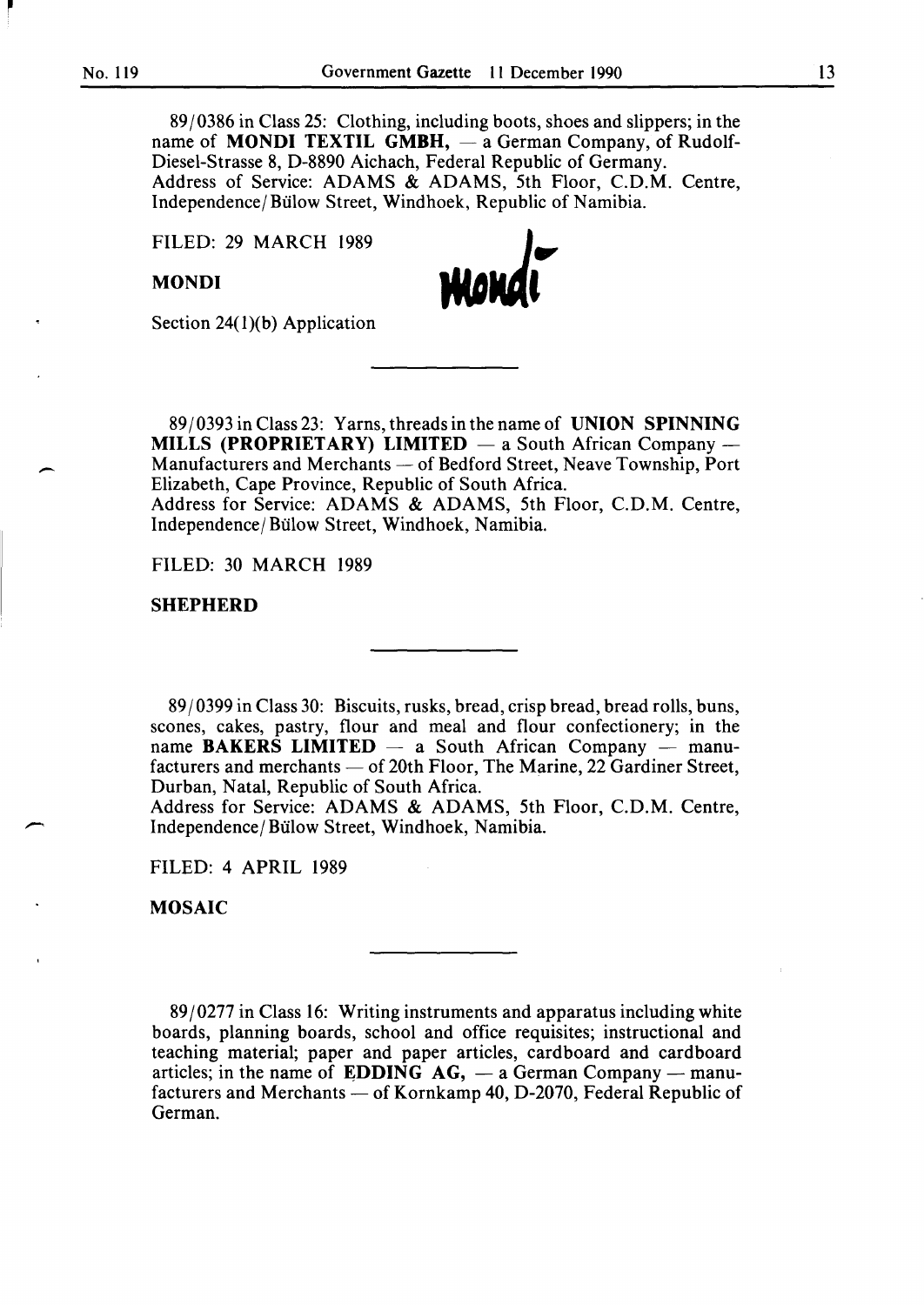89/0386 in Class 25: Clothing, including boots, shoes and slippers; in the name of **MONDI TEXTIL GMBH,** — a German Company, of Rudolf-Diesel-Strasse 8, D-8890 Aichach, Federal Republic of Germany.
Address of Service: ADAMS & ADAMS, 5th Floor, C.D.M. Centre, Independence/Bülow Street, Windhoek, Republic of Namibia.

FILED: 29 MARCH 1989

**MONDI**

Section 24(1)(b) Application

---

89/0393 in Class 23: Yarns, threads in the name of **UNION SPINNING MILLS (PROPRIETARY) LIMITED** — a South African Company — Manufacturers and Merchants — of Bedford Street, Neave Township, Port Elizabeth, Cape Province, Republic of South Africa.
Address for Service: ADAMS & ADAMS, 5th Floor, C.D.M. Centre, Independence/Bülow Street, Windhoek, Namibia.

FILED: 30 MARCH 1989

**SHEPHERD**

---

89/0399 in Class 30: Biscuits, rusks, bread, crisp bread, bread rolls, buns, scones, cakes, pastry, flour and meal and flour confectionery; in the name **BAKERS LIMITED** — a South African Company — manufacturers and merchants — of 20th Floor, The Marine, 22 Gardiner Street, Durban, Natal, Republic of South Africa.
Address for Service: ADAMS & ADAMS, 5th Floor, C.D.M. Centre, Independence/Bülow Street, Windhoek, Namibia.

FILED: 4 APRIL 1989

**MOSAIC**

---

89/0277 in Class 16: Writing instruments and apparatus including white boards, planning boards, school and office requisites; instructional and teaching material; paper and paper articles, cardboard and cardboard articles; in the name of **EDDING AG,** — a German Company — manufacturers and Merchants — of Kornkamp 40, D-2070, Federal Republic of German.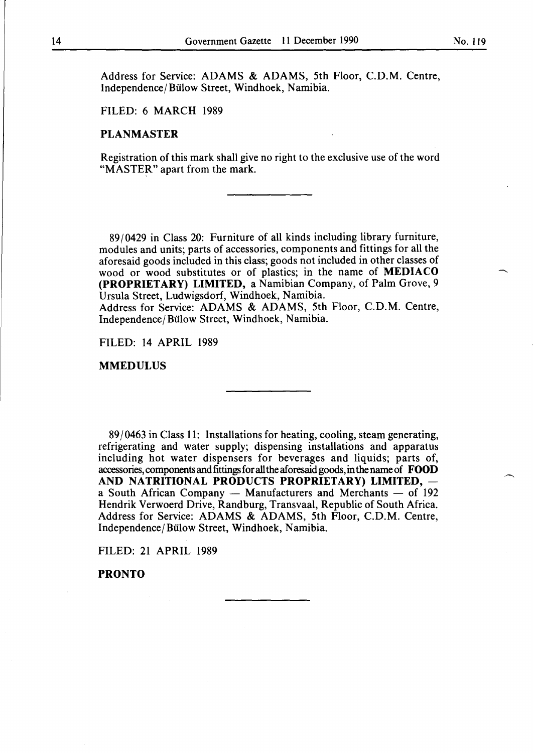Address for Service: ADAMS & ADAMS, 5th Floor, C.D.M. Centre, Independence/ Bülow Street, Windhoek, Namibia.

FILED: 6 MARCH 1989

**PLANMASTER**

Registration of this mark shall give no right to the exclusive use of the word "MASTER" apart from the mark.

---

89/0429 in Class 20: Furniture of all kinds including library furniture, modules and units; parts of accessories, components and fittings for all the aforesaid goods included in this class; goods not included in other classes of wood or wood substitutes or of plastics; in the name of **MEDIACO (PROPRIETARY) LIMITED,** a Namibian Company, of Palm Grove, 9 Ursula Street, Ludwigsdorf, Windhoek, Namibia.
Address for Service: ADAMS & ADAMS, 5th Floor, C.D.M. Centre, Independence/ Bülow Street, Windhoek, Namibia.

FILED: 14 APRIL 1989

**MMEDULUS**

---

89/0463 in Class 11: Installations for heating, cooling, steam generating, refrigerating and water supply; dispensing installations and apparatus including hot water dispensers for beverages and liquids; parts of, accessories, components and fittings for all the aforesaid goods, in the name of **FOOD AND NATRITIONAL PRODUCTS PROPRIETARY) LIMITED,** — a South African Company — Manufacturers and Merchants — of 192 Hendrik Verwoerd Drive, Randburg, Transvaal, Republic of South Africa.
Address for Service: ADAMS & ADAMS, 5th Floor, C.D.M. Centre, Independence/ Bülow Street, Windhoek, Namibia.

FILED: 21 APRIL 1989

**PRONTO**

---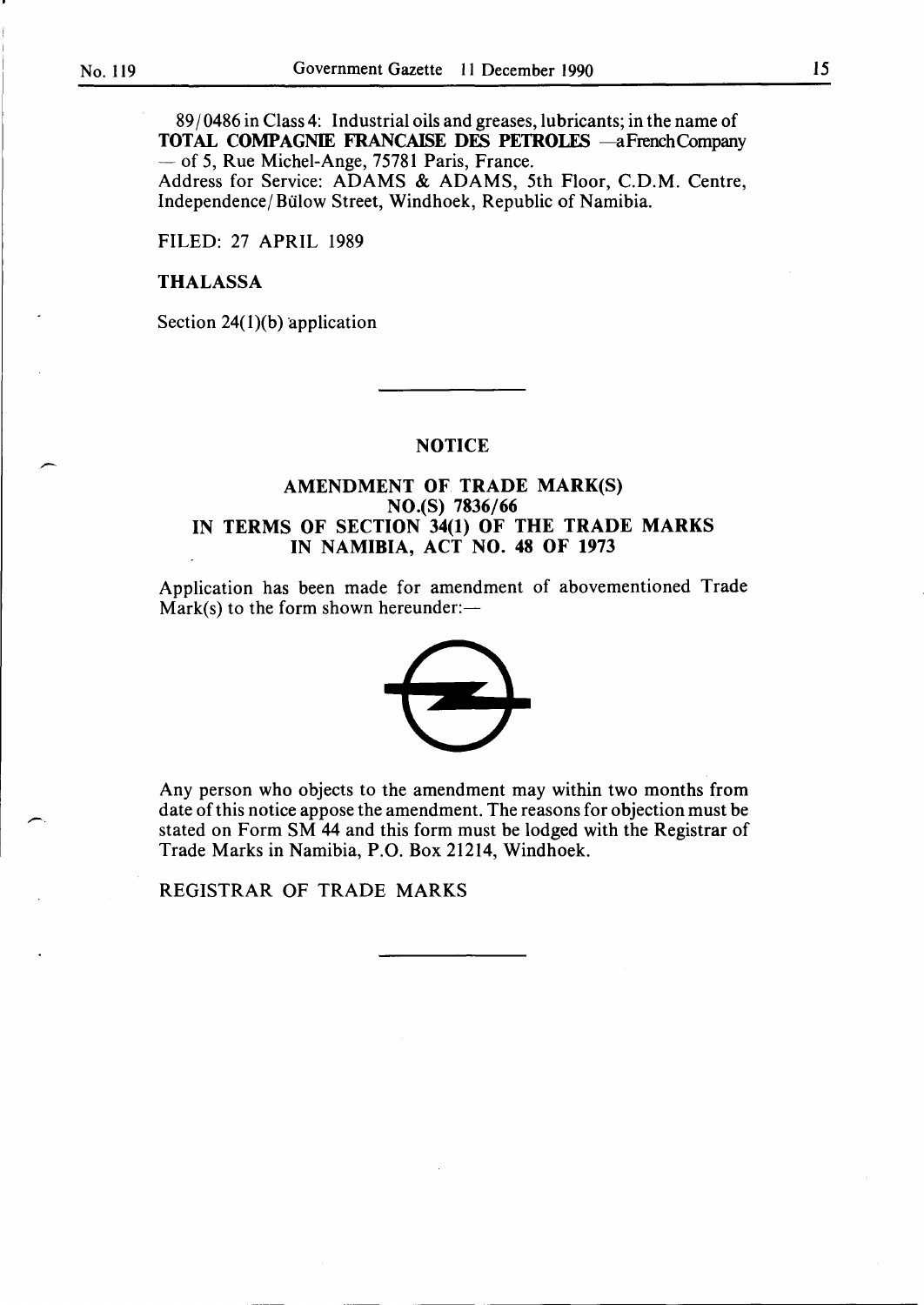89/0486 in Class 4: Industrial oils and greases, lubricants; in the name of **TOTAL COMPAGNIE FRANCAISE DES PETROLES** —a French Company — of 5, Rue Michel-Ange, 75781 Paris, France.
Address for Service: ADAMS & ADAMS, 5th Floor, C.D.M. Centre, Independence/Bülow Street, Windhoek, Republic of Namibia.

FILED: 27 APRIL 1989

**THALASSA**

Section 24(1)(b) application

---

### NOTICE

### AMENDMENT OF TRADE MARK(S) NO.(S) 7836/66 IN TERMS OF SECTION 34(1) OF THE TRADE MARKS IN NAMIBIA, ACT NO. 48 OF 1973

Application has been made for amendment of abovementioned Trade Mark(s) to the form shown hereunder:—

Any person who objects to the amendment may within two months from date of this notice appose the amendment. The reasons for objection must be stated on Form SM 44 and this form must be lodged with the Registrar of Trade Marks in Namibia, P.O. Box 21214, Windhoek.

REGISTRAR OF TRADE MARKS

---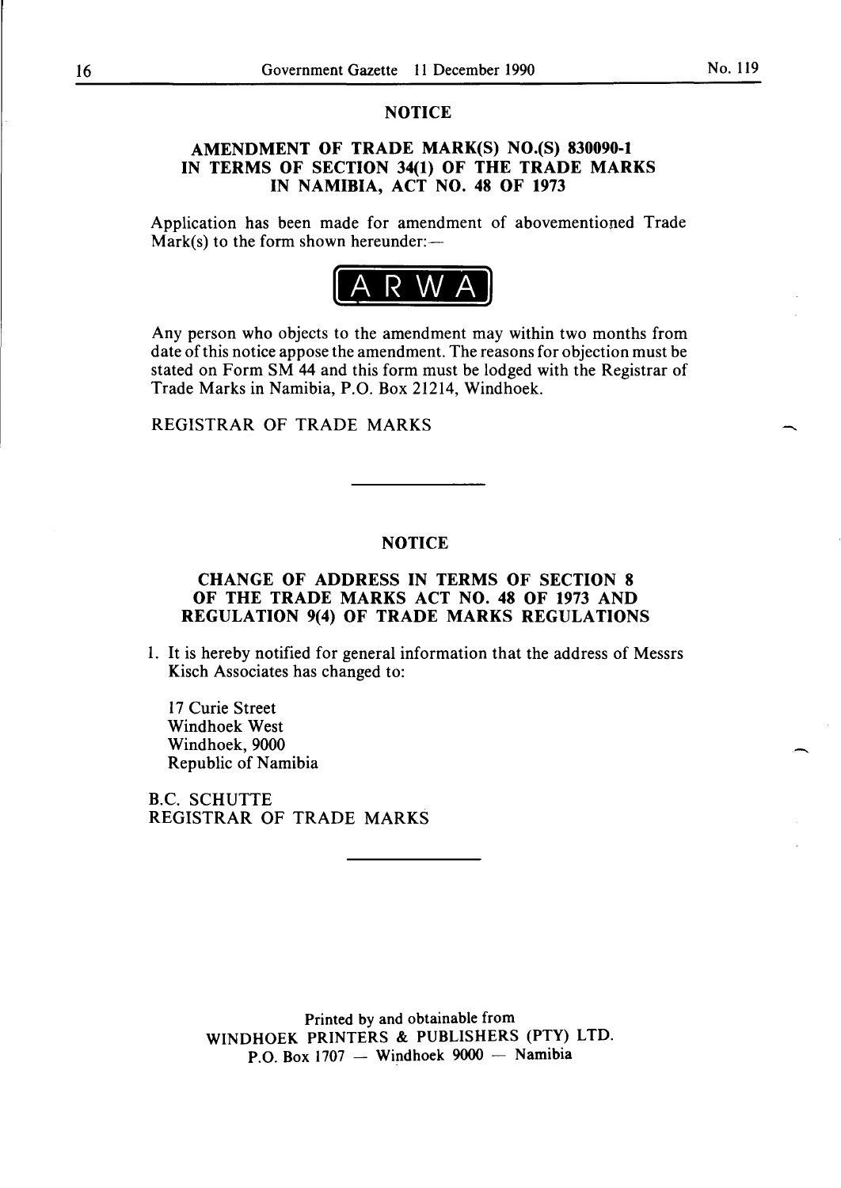## NOTICE

### AMENDMENT OF TRADE MARK(S) NO.(S) 830090-1 IN TERMS OF SECTION 34(1) OF THE TRADE MARKS IN NAMIBIA, ACT NO. 48 OF 1973

Application has been made for amendment of abovementioned Trade Mark(s) to the form shown hereunder:—

ARWA

Any person who objects to the amendment may within two months from date of this notice appose the amendment. The reasons for objection must be stated on Form SM 44 and this form must be lodged with the Registrar of Trade Marks in Namibia, P.O. Box 21214, Windhoek.

REGISTRAR OF TRADE MARKS

---

## NOTICE

### CHANGE OF ADDRESS IN TERMS OF SECTION 8 OF THE TRADE MARKS ACT NO. 48 OF 1973 AND REGULATION 9(4) OF TRADE MARKS REGULATIONS

1. It is hereby notified for general information that the address of Messrs Kisch Associates has changed to:

17 Curie Street
Windhoek West
Windhoek, 9000
Republic of Namibia

B.C. SCHUTTE
REGISTRAR OF TRADE MARKS

---

Printed by and obtainable from
WINDHOEK PRINTERS & PUBLISHERS (PTY) LTD.
P.O. Box 1707 — Windhoek 9000 — Namibia